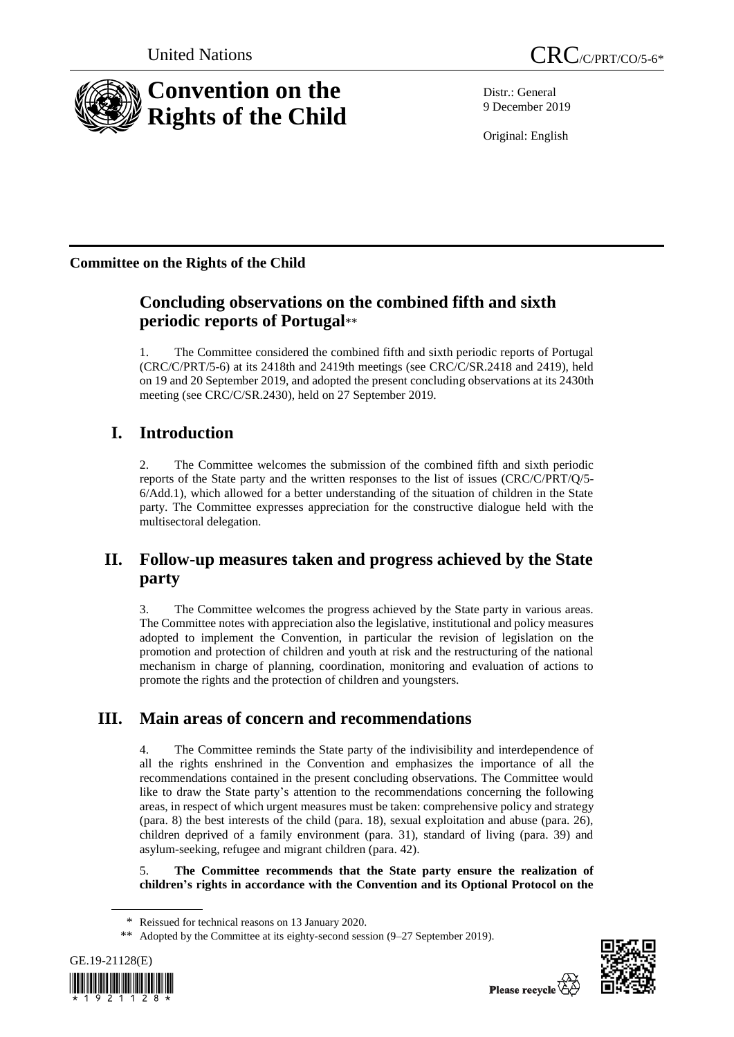United Nations

CRC/C/PRT/CO/5-6*

# Convention on the Rights of the Child

Distr.: General
9 December 2019

Original: English

**Committee on the Rights of the Child**

## Concluding observations on the combined fifth and sixth periodic reports of Portugal**

1. The Committee considered the combined fifth and sixth periodic reports of Portugal (CRC/C/PRT/5-6) at its 2418th and 2419th meetings (see CRC/C/SR.2418 and 2419), held on 19 and 20 September 2019, and adopted the present concluding observations at its 2430th meeting (see CRC/C/SR.2430), held on 27 September 2019.

## I. Introduction

2. The Committee welcomes the submission of the combined fifth and sixth periodic reports of the State party and the written responses to the list of issues (CRC/C/PRT/Q/5-6/Add.1), which allowed for a better understanding of the situation of children in the State party. The Committee expresses appreciation for the constructive dialogue held with the multisectoral delegation.

## II. Follow-up measures taken and progress achieved by the State party

3. The Committee welcomes the progress achieved by the State party in various areas. The Committee notes with appreciation also the legislative, institutional and policy measures adopted to implement the Convention, in particular the revision of legislation on the promotion and protection of children and youth at risk and the restructuring of the national mechanism in charge of planning, coordination, monitoring and evaluation of actions to promote the rights and the protection of children and youngsters.

## III. Main areas of concern and recommendations

4. The Committee reminds the State party of the indivisibility and interdependence of all the rights enshrined in the Convention and emphasizes the importance of all the recommendations contained in the present concluding observations. The Committee would like to draw the State party's attention to the recommendations concerning the following areas, in respect of which urgent measures must be taken: comprehensive policy and strategy (para. 8) the best interests of the child (para. 18), sexual exploitation and abuse (para. 26), children deprived of a family environment (para. 31), standard of living (para. 39) and asylum-seeking, refugee and migrant children (para. 42).

5. **The Committee recommends that the State party ensure the realization of children's rights in accordance with the Convention and its Optional Protocol on the**

\* Reissued for technical reasons on 13 January 2020.

\*\* Adopted by the Committee at its eighty-second session (9–27 September 2019).

GE.19-21128(E)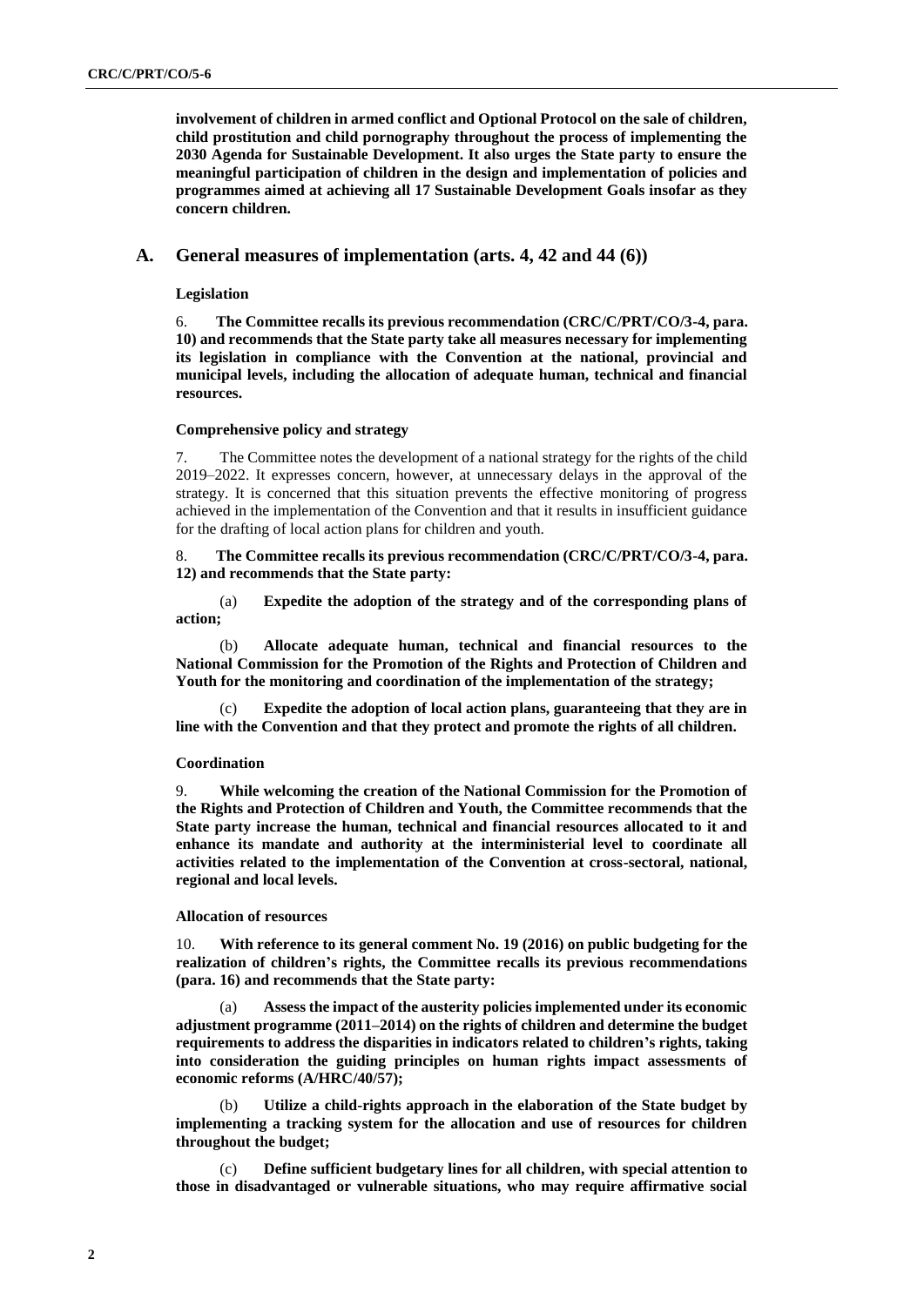**involvement of children in armed conflict and Optional Protocol on the sale of children, child prostitution and child pornography throughout the process of implementing the 2030 Agenda for Sustainable Development. It also urges the State party to ensure the meaningful participation of children in the design and implementation of policies and programmes aimed at achieving all 17 Sustainable Development Goals insofar as they concern children.**

## A. General measures of implementation (arts. 4, 42 and 44 (6))

### Legislation

6. **The Committee recalls its previous recommendation (CRC/C/PRT/CO/3-4, para. 10) and recommends that the State party take all measures necessary for implementing its legislation in compliance with the Convention at the national, provincial and municipal levels, including the allocation of adequate human, technical and financial resources.**

### Comprehensive policy and strategy

7. The Committee notes the development of a national strategy for the rights of the child 2019–2022. It expresses concern, however, at unnecessary delays in the approval of the strategy. It is concerned that this situation prevents the effective monitoring of progress achieved in the implementation of the Convention and that it results in insufficient guidance for the drafting of local action plans for children and youth.

8. **The Committee recalls its previous recommendation (CRC/C/PRT/CO/3-4, para. 12) and recommends that the State party:**

(a) **Expedite the adoption of the strategy and of the corresponding plans of action;**

(b) **Allocate adequate human, technical and financial resources to the National Commission for the Promotion of the Rights and Protection of Children and Youth for the monitoring and coordination of the implementation of the strategy;**

(c) **Expedite the adoption of local action plans, guaranteeing that they are in line with the Convention and that they protect and promote the rights of all children.**

### Coordination

9. **While welcoming the creation of the National Commission for the Promotion of the Rights and Protection of Children and Youth, the Committee recommends that the State party increase the human, technical and financial resources allocated to it and enhance its mandate and authority at the interministerial level to coordinate all activities related to the implementation of the Convention at cross-sectoral, national, regional and local levels.**

### Allocation of resources

10. **With reference to its general comment No. 19 (2016) on public budgeting for the realization of children's rights, the Committee recalls its previous recommendations (para. 16) and recommends that the State party:**

(a) **Assess the impact of the austerity policies implemented under its economic adjustment programme (2011–2014) on the rights of children and determine the budget requirements to address the disparities in indicators related to children's rights, taking into consideration the guiding principles on human rights impact assessments of economic reforms (A/HRC/40/57);**

(b) **Utilize a child-rights approach in the elaboration of the State budget by implementing a tracking system for the allocation and use of resources for children throughout the budget;**

(c) **Define sufficient budgetary lines for all children, with special attention to those in disadvantaged or vulnerable situations, who may require affirmative social**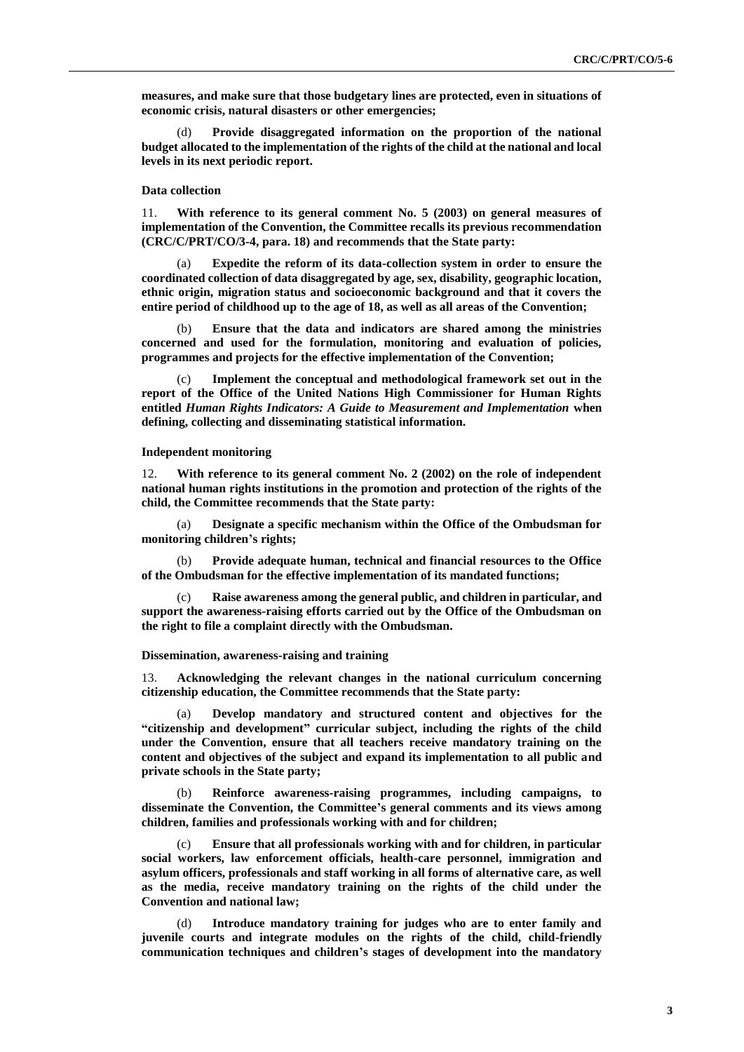**measures, and make sure that those budgetary lines are protected, even in situations of economic crisis, natural disasters or other emergencies;**

(d) **Provide disaggregated information on the proportion of the national budget allocated to the implementation of the rights of the child at the national and local levels in its next periodic report.**

### Data collection

11. **With reference to its general comment No. 5 (2003) on general measures of implementation of the Convention, the Committee recalls its previous recommendation (CRC/C/PRT/CO/3-4, para. 18) and recommends that the State party:**

(a) **Expedite the reform of its data-collection system in order to ensure the coordinated collection of data disaggregated by age, sex, disability, geographic location, ethnic origin, migration status and socioeconomic background and that it covers the entire period of childhood up to the age of 18, as well as all areas of the Convention;**

(b) **Ensure that the data and indicators are shared among the ministries concerned and used for the formulation, monitoring and evaluation of policies, programmes and projects for the effective implementation of the Convention;**

(c) **Implement the conceptual and methodological framework set out in the report of the Office of the United Nations High Commissioner for Human Rights entitled *Human Rights Indicators: A Guide to Measurement and Implementation* when defining, collecting and disseminating statistical information.**

### Independent monitoring

12. **With reference to its general comment No. 2 (2002) on the role of independent national human rights institutions in the promotion and protection of the rights of the child, the Committee recommends that the State party:**

(a) **Designate a specific mechanism within the Office of the Ombudsman for monitoring children's rights;**

(b) **Provide adequate human, technical and financial resources to the Office of the Ombudsman for the effective implementation of its mandated functions;**

(c) **Raise awareness among the general public, and children in particular, and support the awareness-raising efforts carried out by the Office of the Ombudsman on the right to file a complaint directly with the Ombudsman.**

### Dissemination, awareness-raising and training

13. **Acknowledging the relevant changes in the national curriculum concerning citizenship education, the Committee recommends that the State party:**

(a) **Develop mandatory and structured content and objectives for the "citizenship and development" curricular subject, including the rights of the child under the Convention, ensure that all teachers receive mandatory training on the content and objectives of the subject and expand its implementation to all public and private schools in the State party;**

(b) **Reinforce awareness-raising programmes, including campaigns, to disseminate the Convention, the Committee's general comments and its views among children, families and professionals working with and for children;**

(c) **Ensure that all professionals working with and for children, in particular social workers, law enforcement officials, health-care personnel, immigration and asylum officers, professionals and staff working in all forms of alternative care, as well as the media, receive mandatory training on the rights of the child under the Convention and national law;**

(d) **Introduce mandatory training for judges who are to enter family and juvenile courts and integrate modules on the rights of the child, child-friendly communication techniques and children's stages of development into the mandatory**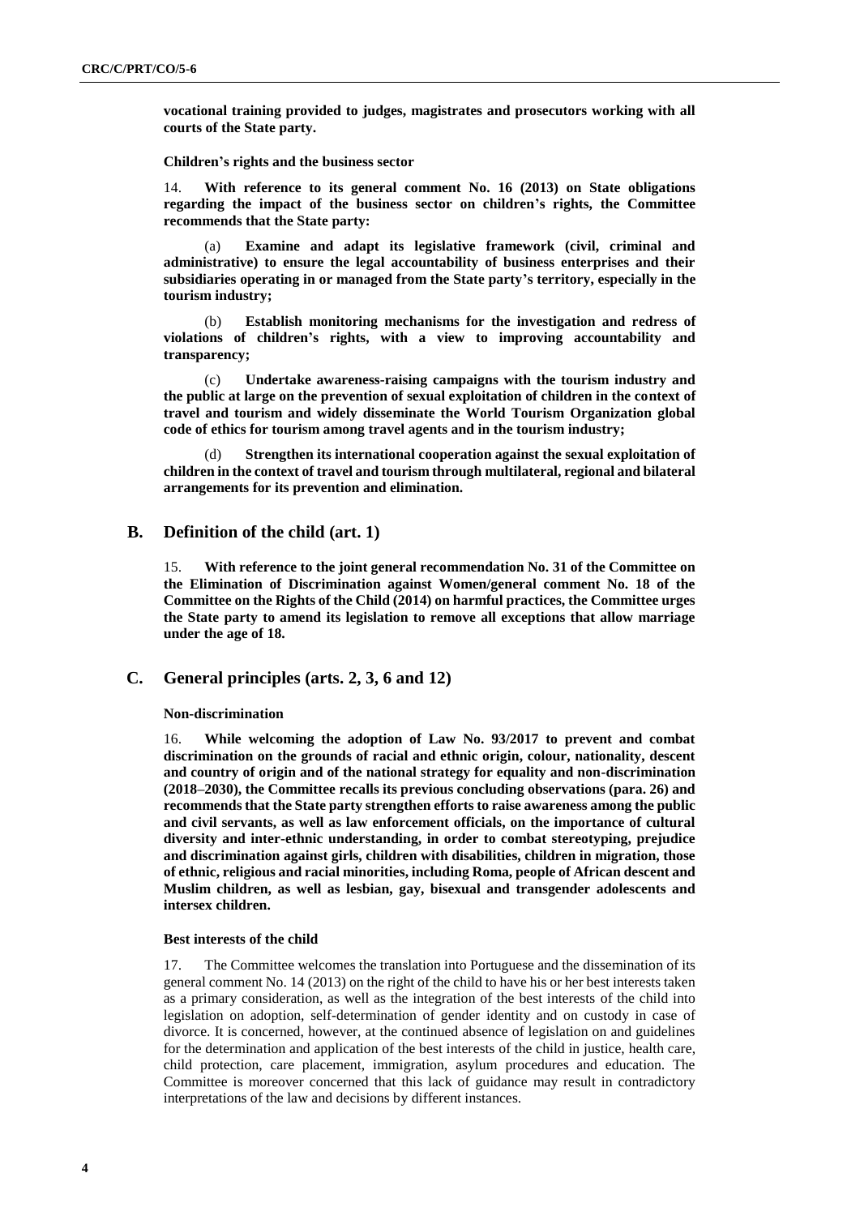**vocational training provided to judges, magistrates and prosecutors working with all courts of the State party.**

**Children's rights and the business sector**

14. **With reference to its general comment No. 16 (2013) on State obligations regarding the impact of the business sector on children's rights, the Committee recommends that the State party:**

(a) **Examine and adapt its legislative framework (civil, criminal and administrative) to ensure the legal accountability of business enterprises and their subsidiaries operating in or managed from the State party's territory, especially in the tourism industry;**

(b) **Establish monitoring mechanisms for the investigation and redress of violations of children's rights, with a view to improving accountability and transparency;**

(c) **Undertake awareness-raising campaigns with the tourism industry and the public at large on the prevention of sexual exploitation of children in the context of travel and tourism and widely disseminate the World Tourism Organization global code of ethics for tourism among travel agents and in the tourism industry;**

(d) **Strengthen its international cooperation against the sexual exploitation of children in the context of travel and tourism through multilateral, regional and bilateral arrangements for its prevention and elimination.**

## B. Definition of the child (art. 1)

15. **With reference to the joint general recommendation No. 31 of the Committee on the Elimination of Discrimination against Women/general comment No. 18 of the Committee on the Rights of the Child (2014) on harmful practices, the Committee urges the State party to amend its legislation to remove all exceptions that allow marriage under the age of 18.**

## C. General principles (arts. 2, 3, 6 and 12)

**Non-discrimination**

16. **While welcoming the adoption of Law No. 93/2017 to prevent and combat discrimination on the grounds of racial and ethnic origin, colour, nationality, descent and country of origin and of the national strategy for equality and non-discrimination (2018–2030), the Committee recalls its previous concluding observations (para. 26) and recommends that the State party strengthen efforts to raise awareness among the public and civil servants, as well as law enforcement officials, on the importance of cultural diversity and inter-ethnic understanding, in order to combat stereotyping, prejudice and discrimination against girls, children with disabilities, children in migration, those of ethnic, religious and racial minorities, including Roma, people of African descent and Muslim children, as well as lesbian, gay, bisexual and transgender adolescents and intersex children.**

**Best interests of the child**

17. The Committee welcomes the translation into Portuguese and the dissemination of its general comment No. 14 (2013) on the right of the child to have his or her best interests taken as a primary consideration, as well as the integration of the best interests of the child into legislation on adoption, self-determination of gender identity and on custody in case of divorce. It is concerned, however, at the continued absence of legislation on and guidelines for the determination and application of the best interests of the child in justice, health care, child protection, care placement, immigration, asylum procedures and education. The Committee is moreover concerned that this lack of guidance may result in contradictory interpretations of the law and decisions by different instances.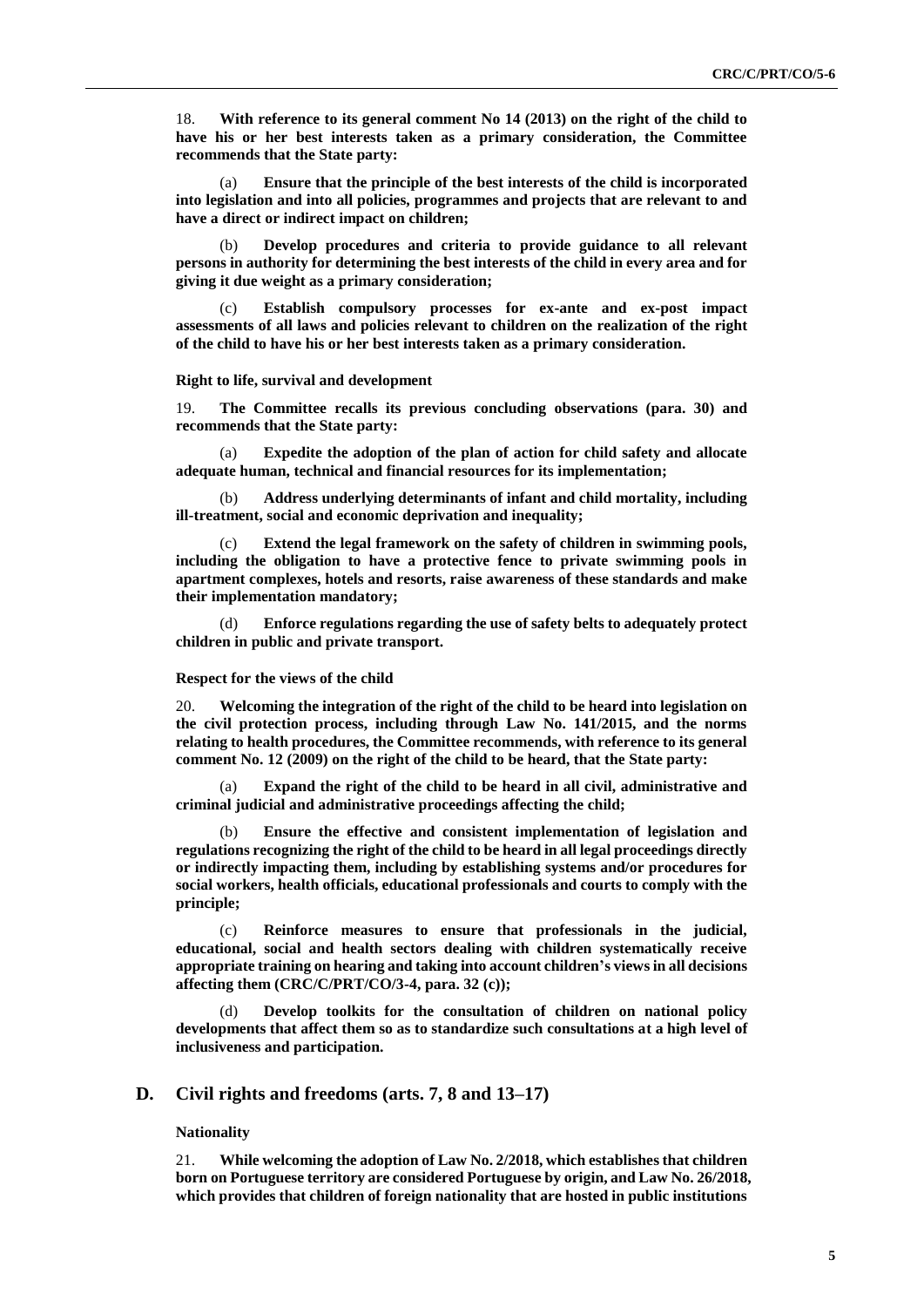18. **With reference to its general comment No 14 (2013) on the right of the child to have his or her best interests taken as a primary consideration, the Committee recommends that the State party:**

(a) **Ensure that the principle of the best interests of the child is incorporated into legislation and into all policies, programmes and projects that are relevant to and have a direct or indirect impact on children;**

(b) **Develop procedures and criteria to provide guidance to all relevant persons in authority for determining the best interests of the child in every area and for giving it due weight as a primary consideration;**

(c) **Establish compulsory processes for ex-ante and ex-post impact assessments of all laws and policies relevant to children on the realization of the right of the child to have his or her best interests taken as a primary consideration.**

**Right to life, survival and development**

19. **The Committee recalls its previous concluding observations (para. 30) and recommends that the State party:**

(a) **Expedite the adoption of the plan of action for child safety and allocate adequate human, technical and financial resources for its implementation;**

(b) **Address underlying determinants of infant and child mortality, including ill-treatment, social and economic deprivation and inequality;**

(c) **Extend the legal framework on the safety of children in swimming pools, including the obligation to have a protective fence to private swimming pools in apartment complexes, hotels and resorts, raise awareness of these standards and make their implementation mandatory;**

(d) **Enforce regulations regarding the use of safety belts to adequately protect children in public and private transport.**

**Respect for the views of the child**

20. **Welcoming the integration of the right of the child to be heard into legislation on the civil protection process, including through Law No. 141/2015, and the norms relating to health procedures, the Committee recommends, with reference to its general comment No. 12 (2009) on the right of the child to be heard, that the State party:**

(a) **Expand the right of the child to be heard in all civil, administrative and criminal judicial and administrative proceedings affecting the child;**

(b) **Ensure the effective and consistent implementation of legislation and regulations recognizing the right of the child to be heard in all legal proceedings directly or indirectly impacting them, including by establishing systems and/or procedures for social workers, health officials, educational professionals and courts to comply with the principle;**

(c) **Reinforce measures to ensure that professionals in the judicial, educational, social and health sectors dealing with children systematically receive appropriate training on hearing and taking into account children's views in all decisions affecting them (CRC/C/PRT/CO/3-4, para. 32 (c));**

(d) **Develop toolkits for the consultation of children on national policy developments that affect them so as to standardize such consultations at a high level of inclusiveness and participation.**

## D. Civil rights and freedoms (arts. 7, 8 and 13–17)

**Nationality**

21. **While welcoming the adoption of Law No. 2/2018, which establishes that children born on Portuguese territory are considered Portuguese by origin, and Law No. 26/2018, which provides that children of foreign nationality that are hosted in public institutions**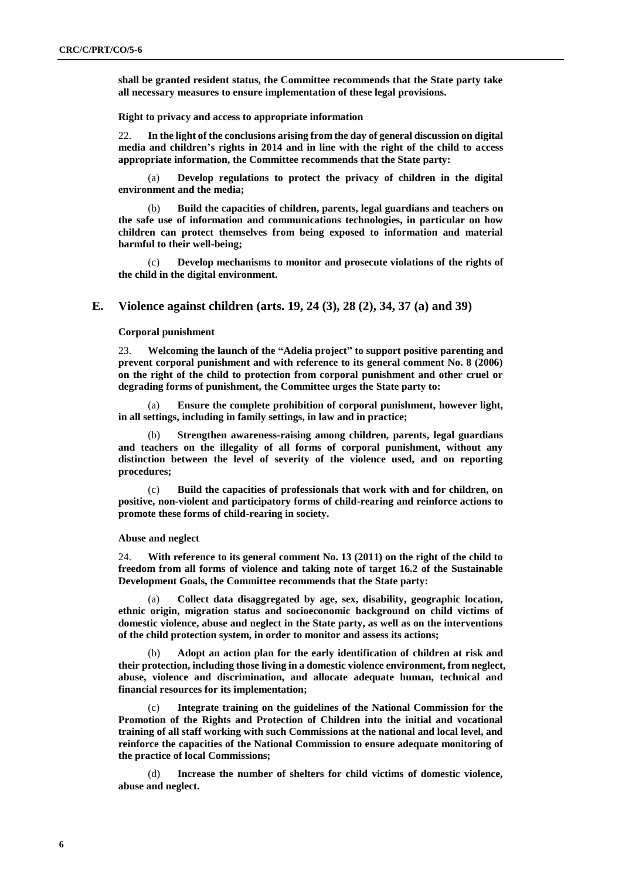**shall be granted resident status, the Committee recommends that the State party take all necessary measures to ensure implementation of these legal provisions.**

**Right to privacy and access to appropriate information**

22. **In the light of the conclusions arising from the day of general discussion on digital media and children's rights in 2014 and in line with the right of the child to access appropriate information, the Committee recommends that the State party:**

(a) **Develop regulations to protect the privacy of children in the digital environment and the media;**

(b) **Build the capacities of children, parents, legal guardians and teachers on the safe use of information and communications technologies, in particular on how children can protect themselves from being exposed to information and material harmful to their well-being;**

(c) **Develop mechanisms to monitor and prosecute violations of the rights of the child in the digital environment.**

## E. Violence against children (arts. 19, 24 (3), 28 (2), 34, 37 (a) and 39)

**Corporal punishment**

23. **Welcoming the launch of the "Adelia project" to support positive parenting and prevent corporal punishment and with reference to its general comment No. 8 (2006) on the right of the child to protection from corporal punishment and other cruel or degrading forms of punishment, the Committee urges the State party to:**

(a) **Ensure the complete prohibition of corporal punishment, however light, in all settings, including in family settings, in law and in practice;**

(b) **Strengthen awareness-raising among children, parents, legal guardians and teachers on the illegality of all forms of corporal punishment, without any distinction between the level of severity of the violence used, and on reporting procedures;**

(c) **Build the capacities of professionals that work with and for children, on positive, non-violent and participatory forms of child-rearing and reinforce actions to promote these forms of child-rearing in society.**

**Abuse and neglect**

24. **With reference to its general comment No. 13 (2011) on the right of the child to freedom from all forms of violence and taking note of target 16.2 of the Sustainable Development Goals, the Committee recommends that the State party:**

(a) **Collect data disaggregated by age, sex, disability, geographic location, ethnic origin, migration status and socioeconomic background on child victims of domestic violence, abuse and neglect in the State party, as well as on the interventions of the child protection system, in order to monitor and assess its actions;**

(b) **Adopt an action plan for the early identification of children at risk and their protection, including those living in a domestic violence environment, from neglect, abuse, violence and discrimination, and allocate adequate human, technical and financial resources for its implementation;**

(c) **Integrate training on the guidelines of the National Commission for the Promotion of the Rights and Protection of Children into the initial and vocational training of all staff working with such Commissions at the national and local level, and reinforce the capacities of the National Commission to ensure adequate monitoring of the practice of local Commissions;**

(d) **Increase the number of shelters for child victims of domestic violence, abuse and neglect.**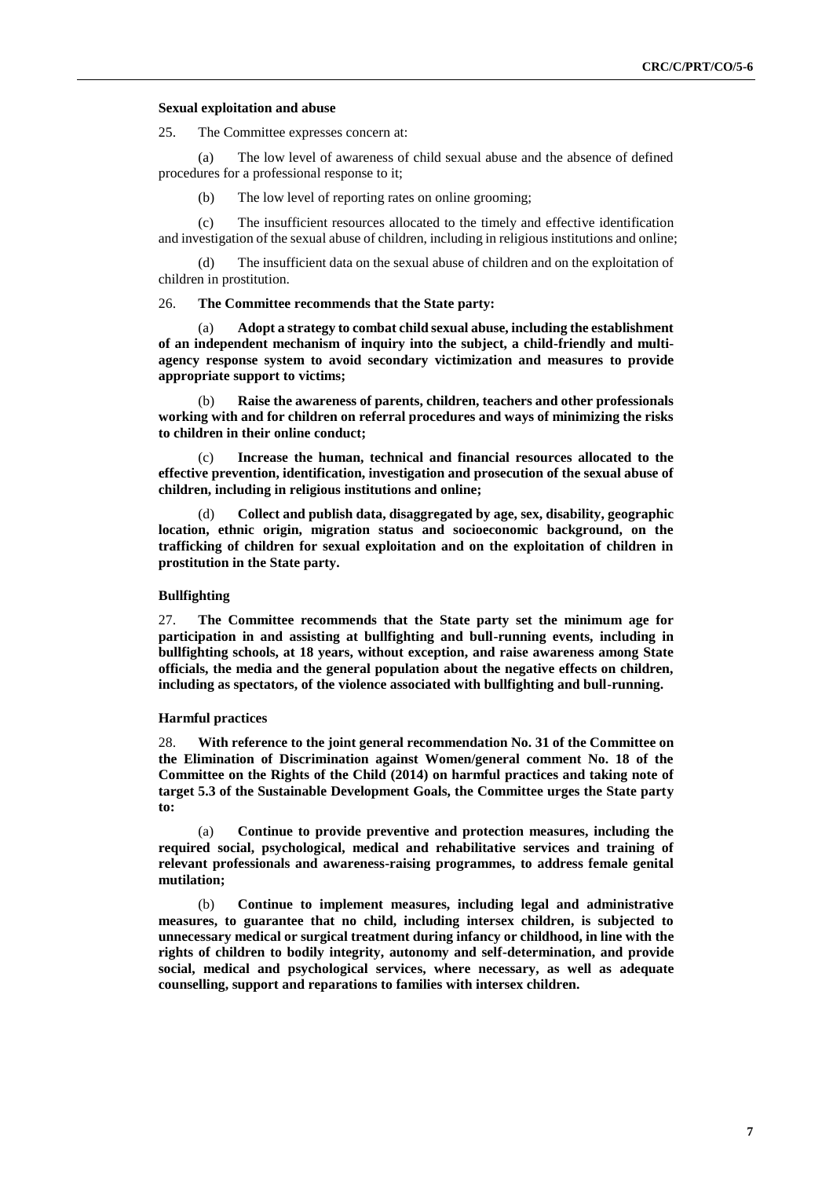### Sexual exploitation and abuse

25. The Committee expresses concern at:

(a) The low level of awareness of child sexual abuse and the absence of defined procedures for a professional response to it;

(b) The low level of reporting rates on online grooming;

(c) The insufficient resources allocated to the timely and effective identification and investigation of the sexual abuse of children, including in religious institutions and online;

(d) The insufficient data on the sexual abuse of children and on the exploitation of children in prostitution.

26. **The Committee recommends that the State party:**

(a) **Adopt a strategy to combat child sexual abuse, including the establishment of an independent mechanism of inquiry into the subject, a child-friendly and multi-agency response system to avoid secondary victimization and measures to provide appropriate support to victims;**

(b) **Raise the awareness of parents, children, teachers and other professionals working with and for children on referral procedures and ways of minimizing the risks to children in their online conduct;**

(c) **Increase the human, technical and financial resources allocated to the effective prevention, identification, investigation and prosecution of the sexual abuse of children, including in religious institutions and online;**

(d) **Collect and publish data, disaggregated by age, sex, disability, geographic location, ethnic origin, migration status and socioeconomic background, on the trafficking of children for sexual exploitation and on the exploitation of children in prostitution in the State party.**

### Bullfighting

27. **The Committee recommends that the State party set the minimum age for participation in and assisting at bullfighting and bull-running events, including in bullfighting schools, at 18 years, without exception, and raise awareness among State officials, the media and the general population about the negative effects on children, including as spectators, of the violence associated with bullfighting and bull-running.**

### Harmful practices

28. **With reference to the joint general recommendation No. 31 of the Committee on the Elimination of Discrimination against Women/general comment No. 18 of the Committee on the Rights of the Child (2014) on harmful practices and taking note of target 5.3 of the Sustainable Development Goals, the Committee urges the State party to:**

(a) **Continue to provide preventive and protection measures, including the required social, psychological, medical and rehabilitative services and training of relevant professionals and awareness-raising programmes, to address female genital mutilation;**

(b) **Continue to implement measures, including legal and administrative measures, to guarantee that no child, including intersex children, is subjected to unnecessary medical or surgical treatment during infancy or childhood, in line with the rights of children to bodily integrity, autonomy and self-determination, and provide social, medical and psychological services, where necessary, as well as adequate counselling, support and reparations to families with intersex children.**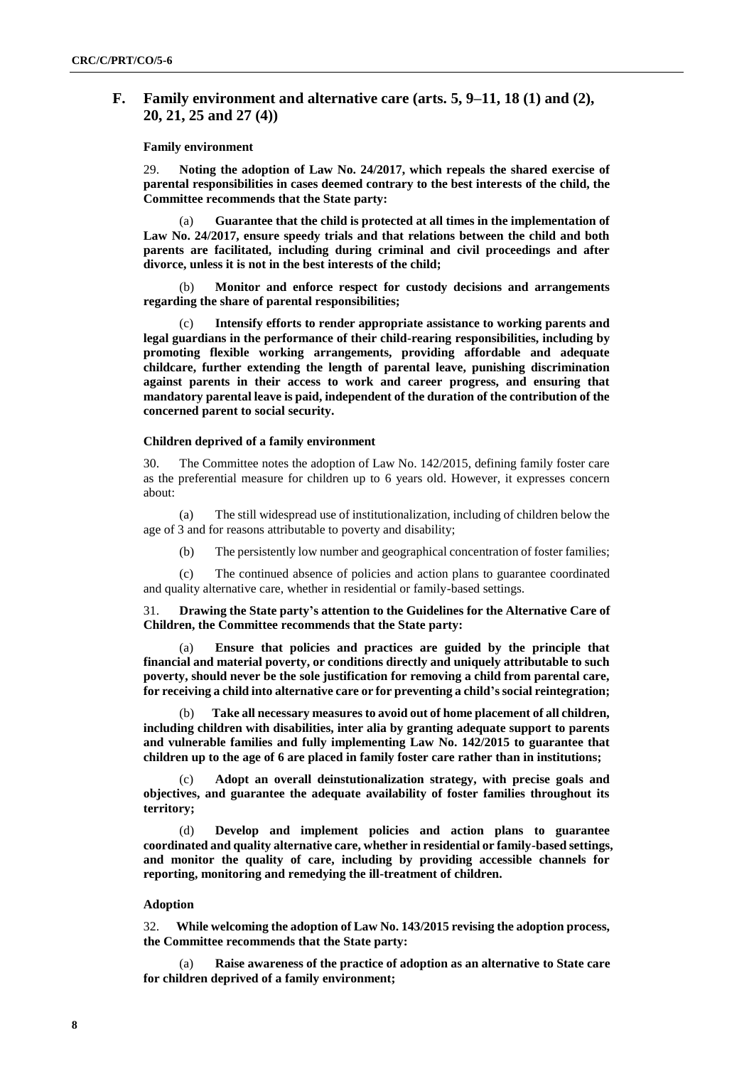## F. Family environment and alternative care (arts. 5, 9–11, 18 (1) and (2), 20, 21, 25 and 27 (4))

### Family environment

29. **Noting the adoption of Law No. 24/2017, which repeals the shared exercise of parental responsibilities in cases deemed contrary to the best interests of the child, the Committee recommends that the State party:**

(a) **Guarantee that the child is protected at all times in the implementation of Law No. 24/2017, ensure speedy trials and that relations between the child and both parents are facilitated, including during criminal and civil proceedings and after divorce, unless it is not in the best interests of the child;**

(b) **Monitor and enforce respect for custody decisions and arrangements regarding the share of parental responsibilities;**

(c) **Intensify efforts to render appropriate assistance to working parents and legal guardians in the performance of their child-rearing responsibilities, including by promoting flexible working arrangements, providing affordable and adequate childcare, further extending the length of parental leave, punishing discrimination against parents in their access to work and career progress, and ensuring that mandatory parental leave is paid, independent of the duration of the contribution of the concerned parent to social security.**

### Children deprived of a family environment

30. The Committee notes the adoption of Law No. 142/2015, defining family foster care as the preferential measure for children up to 6 years old. However, it expresses concern about:

(a) The still widespread use of institutionalization, including of children below the age of 3 and for reasons attributable to poverty and disability;

(b) The persistently low number and geographical concentration of foster families;

(c) The continued absence of policies and action plans to guarantee coordinated and quality alternative care, whether in residential or family-based settings.

31. **Drawing the State party's attention to the Guidelines for the Alternative Care of Children, the Committee recommends that the State party:**

(a) **Ensure that policies and practices are guided by the principle that financial and material poverty, or conditions directly and uniquely attributable to such poverty, should never be the sole justification for removing a child from parental care, for receiving a child into alternative care or for preventing a child's social reintegration;**

(b) **Take all necessary measures to avoid out of home placement of all children, including children with disabilities, inter alia by granting adequate support to parents and vulnerable families and fully implementing Law No. 142/2015 to guarantee that children up to the age of 6 are placed in family foster care rather than in institutions;**

(c) **Adopt an overall deinstutionalization strategy, with precise goals and objectives, and guarantee the adequate availability of foster families throughout its territory;**

(d) **Develop and implement policies and action plans to guarantee coordinated and quality alternative care, whether in residential or family-based settings, and monitor the quality of care, including by providing accessible channels for reporting, monitoring and remedying the ill-treatment of children.**

### Adoption

32. **While welcoming the adoption of Law No. 143/2015 revising the adoption process, the Committee recommends that the State party:**

(a) **Raise awareness of the practice of adoption as an alternative to State care for children deprived of a family environment;**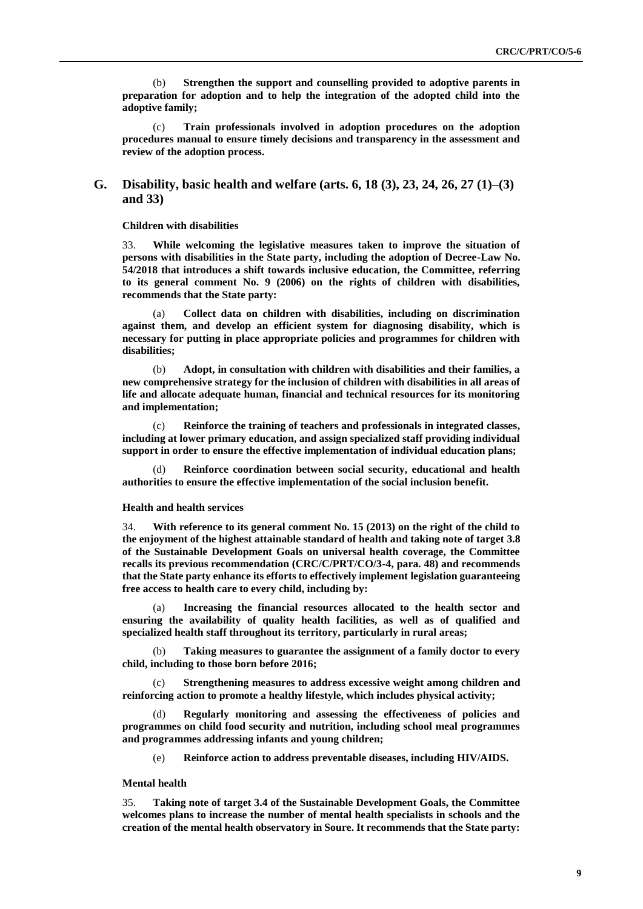(b) **Strengthen the support and counselling provided to adoptive parents in preparation for adoption and to help the integration of the adopted child into the adoptive family;**

(c) **Train professionals involved in adoption procedures on the adoption procedures manual to ensure timely decisions and transparency in the assessment and review of the adoption process.**

## G. Disability, basic health and welfare (arts. 6, 18 (3), 23, 24, 26, 27 (1)–(3) and 33)

### Children with disabilities

33. **While welcoming the legislative measures taken to improve the situation of persons with disabilities in the State party, including the adoption of Decree-Law No. 54/2018 that introduces a shift towards inclusive education, the Committee, referring to its general comment No. 9 (2006) on the rights of children with disabilities, recommends that the State party:**

(a) **Collect data on children with disabilities, including on discrimination against them, and develop an efficient system for diagnosing disability, which is necessary for putting in place appropriate policies and programmes for children with disabilities;**

(b) **Adopt, in consultation with children with disabilities and their families, a new comprehensive strategy for the inclusion of children with disabilities in all areas of life and allocate adequate human, financial and technical resources for its monitoring and implementation;**

(c) **Reinforce the training of teachers and professionals in integrated classes, including at lower primary education, and assign specialized staff providing individual support in order to ensure the effective implementation of individual education plans;**

(d) **Reinforce coordination between social security, educational and health authorities to ensure the effective implementation of the social inclusion benefit.**

### Health and health services

34. **With reference to its general comment No. 15 (2013) on the right of the child to the enjoyment of the highest attainable standard of health and taking note of target 3.8 of the Sustainable Development Goals on universal health coverage, the Committee recalls its previous recommendation (CRC/C/PRT/CO/3-4, para. 48) and recommends that the State party enhance its efforts to effectively implement legislation guaranteeing free access to health care to every child, including by:**

(a) **Increasing the financial resources allocated to the health sector and ensuring the availability of quality health facilities, as well as of qualified and specialized health staff throughout its territory, particularly in rural areas;**

(b) **Taking measures to guarantee the assignment of a family doctor to every child, including to those born before 2016;**

(c) **Strengthening measures to address excessive weight among children and reinforcing action to promote a healthy lifestyle, which includes physical activity;**

(d) **Regularly monitoring and assessing the effectiveness of policies and programmes on child food security and nutrition, including school meal programmes and programmes addressing infants and young children;**

(e) **Reinforce action to address preventable diseases, including HIV/AIDS.**

### Mental health

35. **Taking note of target 3.4 of the Sustainable Development Goals, the Committee welcomes plans to increase the number of mental health specialists in schools and the creation of the mental health observatory in Soure. It recommends that the State party:**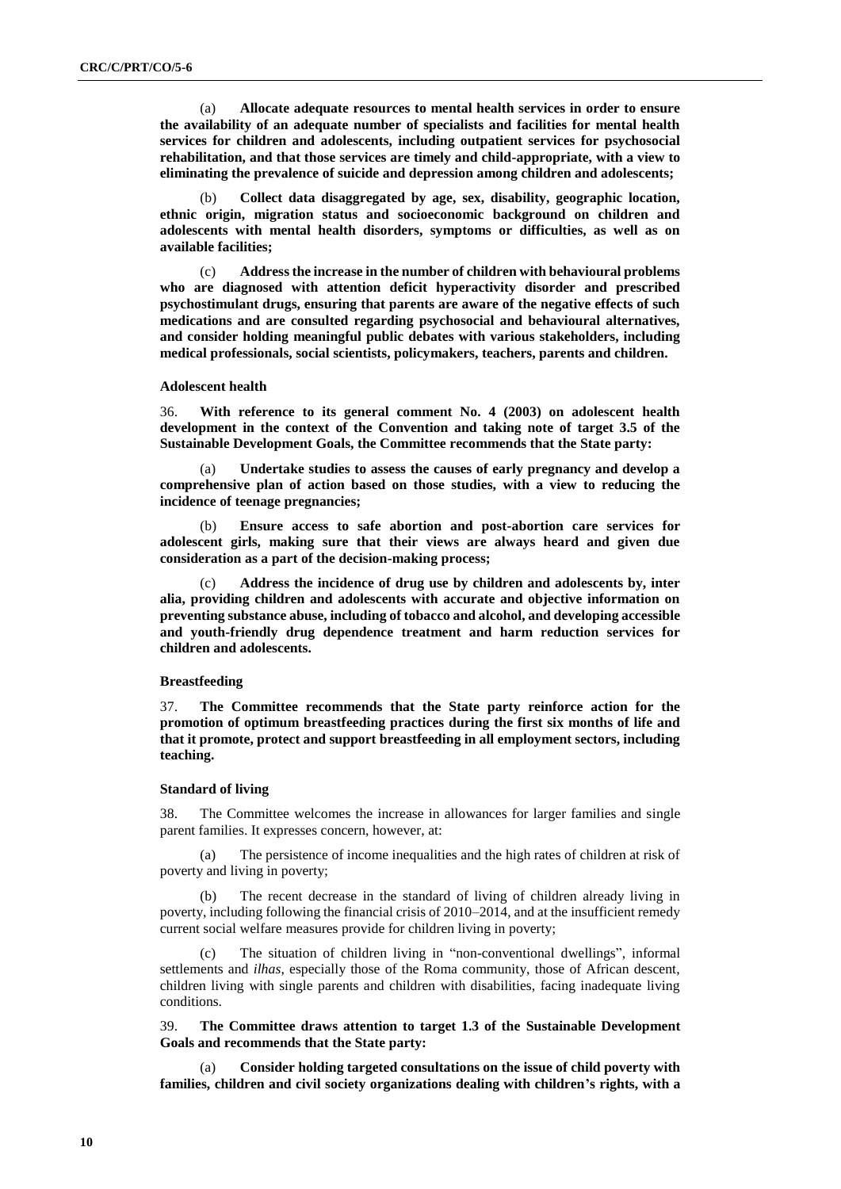(a) **Allocate adequate resources to mental health services in order to ensure the availability of an adequate number of specialists and facilities for mental health services for children and adolescents, including outpatient services for psychosocial rehabilitation, and that those services are timely and child-appropriate, with a view to eliminating the prevalence of suicide and depression among children and adolescents;**

(b) **Collect data disaggregated by age, sex, disability, geographic location, ethnic origin, migration status and socioeconomic background on children and adolescents with mental health disorders, symptoms or difficulties, as well as on available facilities;**

(c) **Address the increase in the number of children with behavioural problems who are diagnosed with attention deficit hyperactivity disorder and prescribed psychostimulant drugs, ensuring that parents are aware of the negative effects of such medications and are consulted regarding psychosocial and behavioural alternatives, and consider holding meaningful public debates with various stakeholders, including medical professionals, social scientists, policymakers, teachers, parents and children.**

#### Adolescent health

36. **With reference to its general comment No. 4 (2003) on adolescent health development in the context of the Convention and taking note of target 3.5 of the Sustainable Development Goals, the Committee recommends that the State party:**

(a) **Undertake studies to assess the causes of early pregnancy and develop a comprehensive plan of action based on those studies, with a view to reducing the incidence of teenage pregnancies;**

(b) **Ensure access to safe abortion and post-abortion care services for adolescent girls, making sure that their views are always heard and given due consideration as a part of the decision-making process;**

(c) **Address the incidence of drug use by children and adolescents by, inter alia, providing children and adolescents with accurate and objective information on preventing substance abuse, including of tobacco and alcohol, and developing accessible and youth-friendly drug dependence treatment and harm reduction services for children and adolescents.**

#### Breastfeeding

37. **The Committee recommends that the State party reinforce action for the promotion of optimum breastfeeding practices during the first six months of life and that it promote, protect and support breastfeeding in all employment sectors, including teaching.**

#### Standard of living

38. The Committee welcomes the increase in allowances for larger families and single parent families. It expresses concern, however, at:

(a) The persistence of income inequalities and the high rates of children at risk of poverty and living in poverty;

(b) The recent decrease in the standard of living of children already living in poverty, including following the financial crisis of 2010–2014, and at the insufficient remedy current social welfare measures provide for children living in poverty;

(c) The situation of children living in "non-conventional dwellings", informal settlements and *ilhas*, especially those of the Roma community, those of African descent, children living with single parents and children with disabilities, facing inadequate living conditions.

39. **The Committee draws attention to target 1.3 of the Sustainable Development Goals and recommends that the State party:**

(a) **Consider holding targeted consultations on the issue of child poverty with families, children and civil society organizations dealing with children's rights, with a**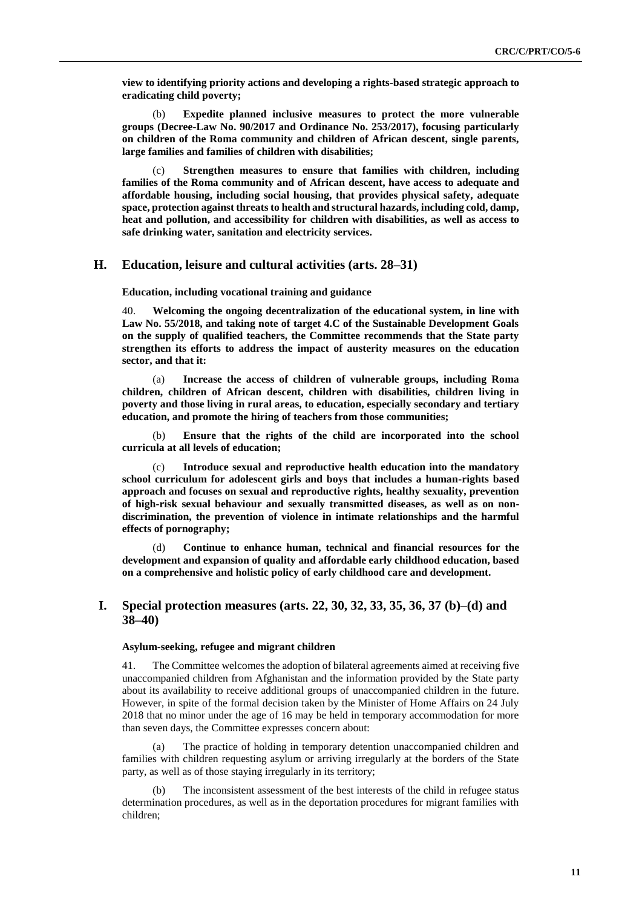**view to identifying priority actions and developing a rights-based strategic approach to eradicating child poverty;**

(b) **Expedite planned inclusive measures to protect the more vulnerable groups (Decree-Law No. 90/2017 and Ordinance No. 253/2017), focusing particularly on children of the Roma community and children of African descent, single parents, large families and families of children with disabilities;**

(c) **Strengthen measures to ensure that families with children, including families of the Roma community and of African descent, have access to adequate and affordable housing, including social housing, that provides physical safety, adequate space, protection against threats to health and structural hazards, including cold, damp, heat and pollution, and accessibility for children with disabilities, as well as access to safe drinking water, sanitation and electricity services.**

## H. Education, leisure and cultural activities (arts. 28–31)

### Education, including vocational training and guidance

40. **Welcoming the ongoing decentralization of the educational system, in line with Law No. 55/2018, and taking note of target 4.C of the Sustainable Development Goals on the supply of qualified teachers, the Committee recommends that the State party strengthen its efforts to address the impact of austerity measures on the education sector, and that it:**

(a) **Increase the access of children of vulnerable groups, including Roma children, children of African descent, children with disabilities, children living in poverty and those living in rural areas, to education, especially secondary and tertiary education, and promote the hiring of teachers from those communities;**

(b) **Ensure that the rights of the child are incorporated into the school curricula at all levels of education;**

(c) **Introduce sexual and reproductive health education into the mandatory school curriculum for adolescent girls and boys that includes a human-rights based approach and focuses on sexual and reproductive rights, healthy sexuality, prevention of high-risk sexual behaviour and sexually transmitted diseases, as well as on non-discrimination, the prevention of violence in intimate relationships and the harmful effects of pornography;**

(d) **Continue to enhance human, technical and financial resources for the development and expansion of quality and affordable early childhood education, based on a comprehensive and holistic policy of early childhood care and development.**

## I. Special protection measures (arts. 22, 30, 32, 33, 35, 36, 37 (b)–(d) and 38–40)

### Asylum-seeking, refugee and migrant children

41. The Committee welcomes the adoption of bilateral agreements aimed at receiving five unaccompanied children from Afghanistan and the information provided by the State party about its availability to receive additional groups of unaccompanied children in the future. However, in spite of the formal decision taken by the Minister of Home Affairs on 24 July 2018 that no minor under the age of 16 may be held in temporary accommodation for more than seven days, the Committee expresses concern about:

(a) The practice of holding in temporary detention unaccompanied children and families with children requesting asylum or arriving irregularly at the borders of the State party, as well as of those staying irregularly in its territory;

(b) The inconsistent assessment of the best interests of the child in refugee status determination procedures, as well as in the deportation procedures for migrant families with children;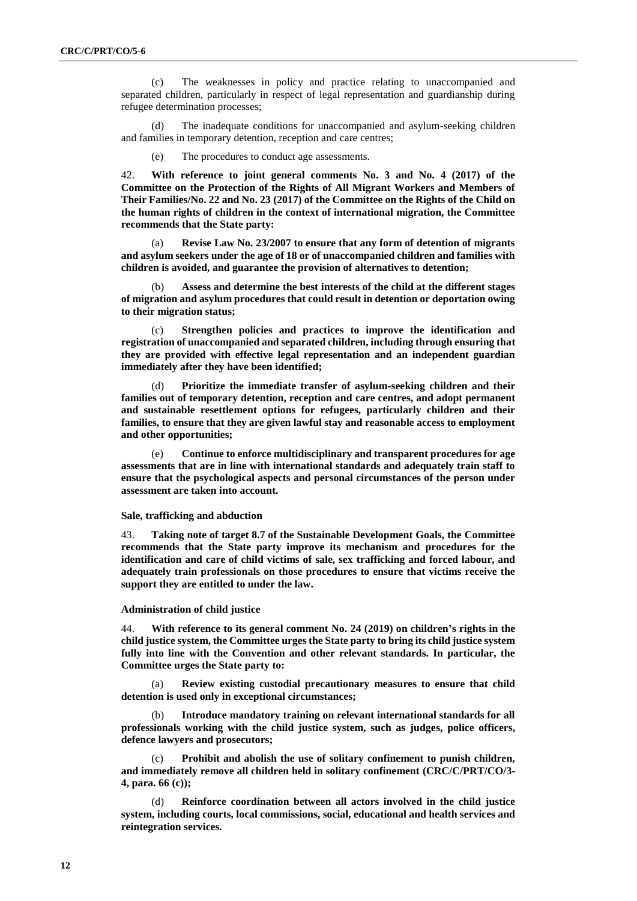(c) The weaknesses in policy and practice relating to unaccompanied and separated children, particularly in respect of legal representation and guardianship during refugee determination processes;

(d) The inadequate conditions for unaccompanied and asylum-seeking children and families in temporary detention, reception and care centres;

(e) The procedures to conduct age assessments.

42. **With reference to joint general comments No. 3 and No. 4 (2017) of the Committee on the Protection of the Rights of All Migrant Workers and Members of Their Families/No. 22 and No. 23 (2017) of the Committee on the Rights of the Child on the human rights of children in the context of international migration, the Committee recommends that the State party:**

(a) **Revise Law No. 23/2007 to ensure that any form of detention of migrants and asylum seekers under the age of 18 or of unaccompanied children and families with children is avoided, and guarantee the provision of alternatives to detention;**

(b) **Assess and determine the best interests of the child at the different stages of migration and asylum procedures that could result in detention or deportation owing to their migration status;**

(c) **Strengthen policies and practices to improve the identification and registration of unaccompanied and separated children, including through ensuring that they are provided with effective legal representation and an independent guardian immediately after they have been identified;**

(d) **Prioritize the immediate transfer of asylum-seeking children and their families out of temporary detention, reception and care centres, and adopt permanent and sustainable resettlement options for refugees, particularly children and their families, to ensure that they are given lawful stay and reasonable access to employment and other opportunities;**

(e) **Continue to enforce multidisciplinary and transparent procedures for age assessments that are in line with international standards and adequately train staff to ensure that the psychological aspects and personal circumstances of the person under assessment are taken into account.**

### Sale, trafficking and abduction

43. **Taking note of target 8.7 of the Sustainable Development Goals, the Committee recommends that the State party improve its mechanism and procedures for the identification and care of child victims of sale, sex trafficking and forced labour, and adequately train professionals on those procedures to ensure that victims receive the support they are entitled to under the law.**

### Administration of child justice

44. **With reference to its general comment No. 24 (2019) on children's rights in the child justice system, the Committee urges the State party to bring its child justice system fully into line with the Convention and other relevant standards. In particular, the Committee urges the State party to:**

(a) **Review existing custodial precautionary measures to ensure that child detention is used only in exceptional circumstances;**

(b) **Introduce mandatory training on relevant international standards for all professionals working with the child justice system, such as judges, police officers, defence lawyers and prosecutors;**

(c) **Prohibit and abolish the use of solitary confinement to punish children, and immediately remove all children held in solitary confinement (CRC/C/PRT/CO/3-4, para. 66 (c));**

(d) **Reinforce coordination between all actors involved in the child justice system, including courts, local commissions, social, educational and health services and reintegration services.**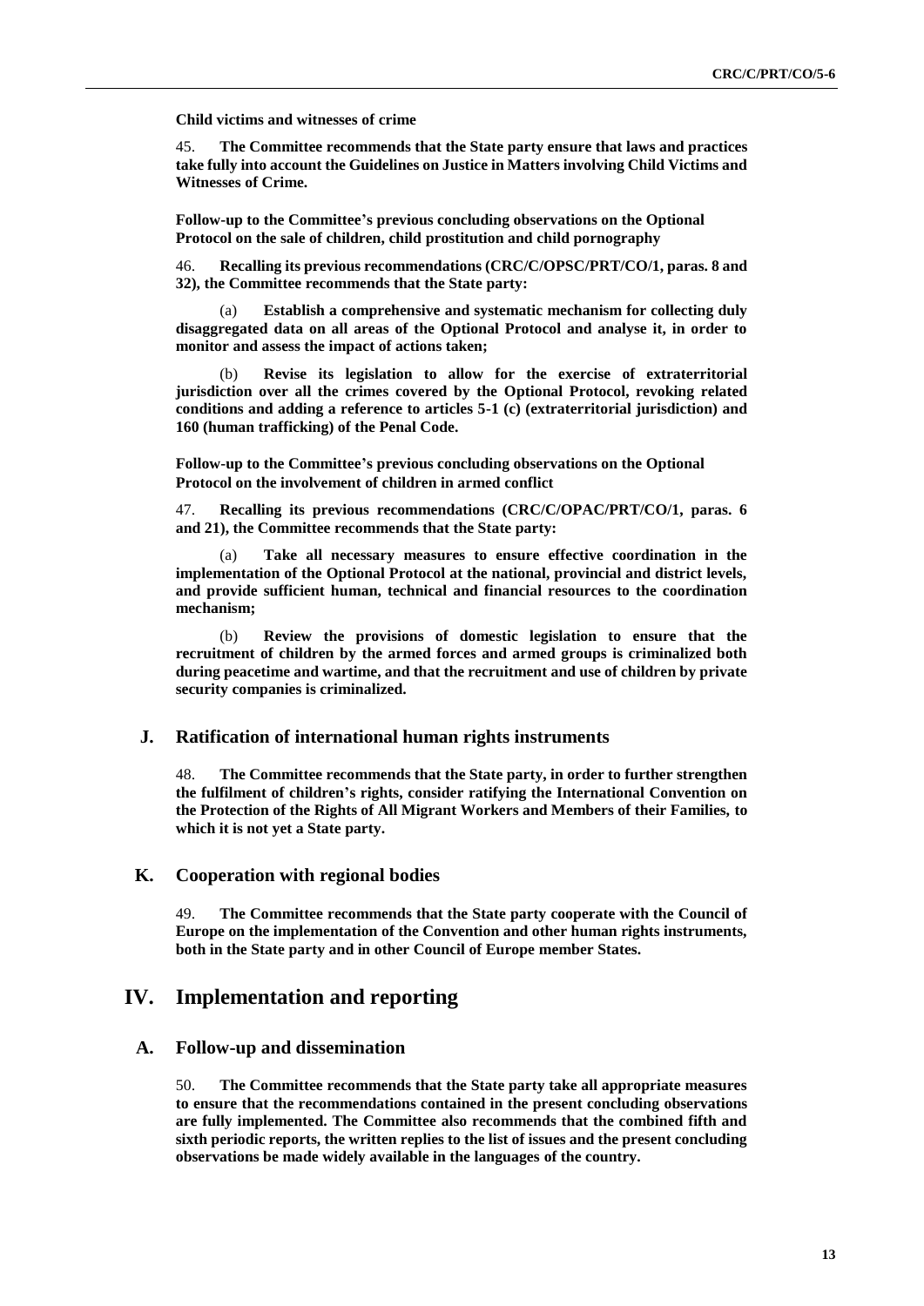**Child victims and witnesses of crime**

45. **The Committee recommends that the State party ensure that laws and practices take fully into account the Guidelines on Justice in Matters involving Child Victims and Witnesses of Crime.**

**Follow-up to the Committee's previous concluding observations on the Optional Protocol on the sale of children, child prostitution and child pornography**

46. **Recalling its previous recommendations (CRC/C/OPSC/PRT/CO/1, paras. 8 and 32), the Committee recommends that the State party:**

(a) **Establish a comprehensive and systematic mechanism for collecting duly disaggregated data on all areas of the Optional Protocol and analyse it, in order to monitor and assess the impact of actions taken;**

(b) **Revise its legislation to allow for the exercise of extraterritorial jurisdiction over all the crimes covered by the Optional Protocol, revoking related conditions and adding a reference to articles 5-1 (c) (extraterritorial jurisdiction) and 160 (human trafficking) of the Penal Code.**

**Follow-up to the Committee's previous concluding observations on the Optional Protocol on the involvement of children in armed conflict**

47. **Recalling its previous recommendations (CRC/C/OPAC/PRT/CO/1, paras. 6 and 21), the Committee recommends that the State party:**

(a) **Take all necessary measures to ensure effective coordination in the implementation of the Optional Protocol at the national, provincial and district levels, and provide sufficient human, technical and financial resources to the coordination mechanism;**

(b) **Review the provisions of domestic legislation to ensure that the recruitment of children by the armed forces and armed groups is criminalized both during peacetime and wartime, and that the recruitment and use of children by private security companies is criminalized.**

## J. Ratification of international human rights instruments

48. **The Committee recommends that the State party, in order to further strengthen the fulfilment of children's rights, consider ratifying the International Convention on the Protection of the Rights of All Migrant Workers and Members of their Families, to which it is not yet a State party.**

## K. Cooperation with regional bodies

49. **The Committee recommends that the State party cooperate with the Council of Europe on the implementation of the Convention and other human rights instruments, both in the State party and in other Council of Europe member States.**

# IV. Implementation and reporting

## A. Follow-up and dissemination

50. **The Committee recommends that the State party take all appropriate measures to ensure that the recommendations contained in the present concluding observations are fully implemented. The Committee also recommends that the combined fifth and sixth periodic reports, the written replies to the list of issues and the present concluding observations be made widely available in the languages of the country.**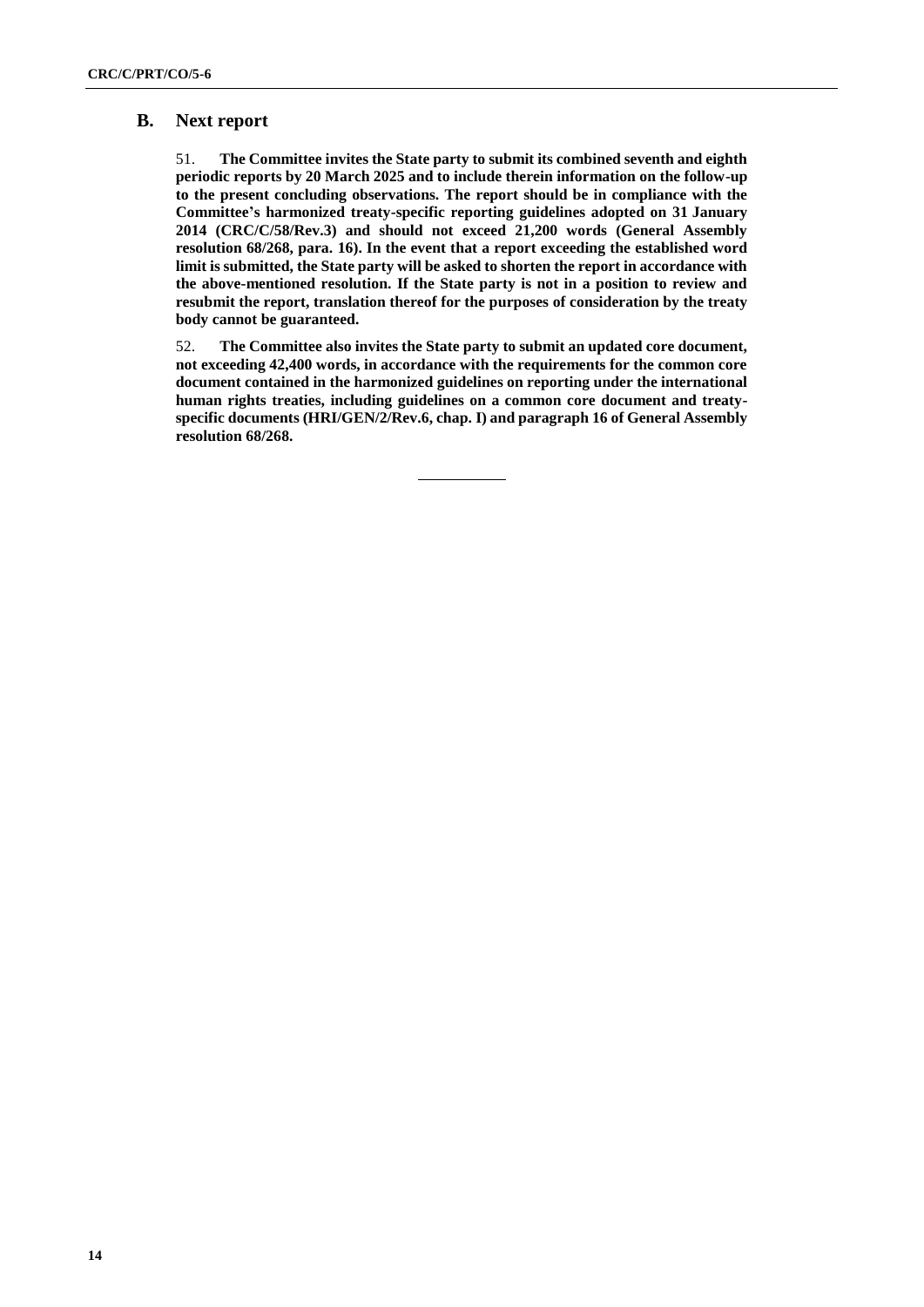## B. Next report

51. **The Committee invites the State party to submit its combined seventh and eighth periodic reports by 20 March 2025 and to include therein information on the follow-up to the present concluding observations. The report should be in compliance with the Committee's harmonized treaty-specific reporting guidelines adopted on 31 January 2014 (CRC/C/58/Rev.3) and should not exceed 21,200 words (General Assembly resolution 68/268, para. 16). In the event that a report exceeding the established word limit is submitted, the State party will be asked to shorten the report in accordance with the above-mentioned resolution. If the State party is not in a position to review and resubmit the report, translation thereof for the purposes of consideration by the treaty body cannot be guaranteed.**

52. **The Committee also invites the State party to submit an updated core document, not exceeding 42,400 words, in accordance with the requirements for the common core document contained in the harmonized guidelines on reporting under the international human rights treaties, including guidelines on a common core document and treaty-specific documents (HRI/GEN/2/Rev.6, chap. I) and paragraph 16 of General Assembly resolution 68/268.**